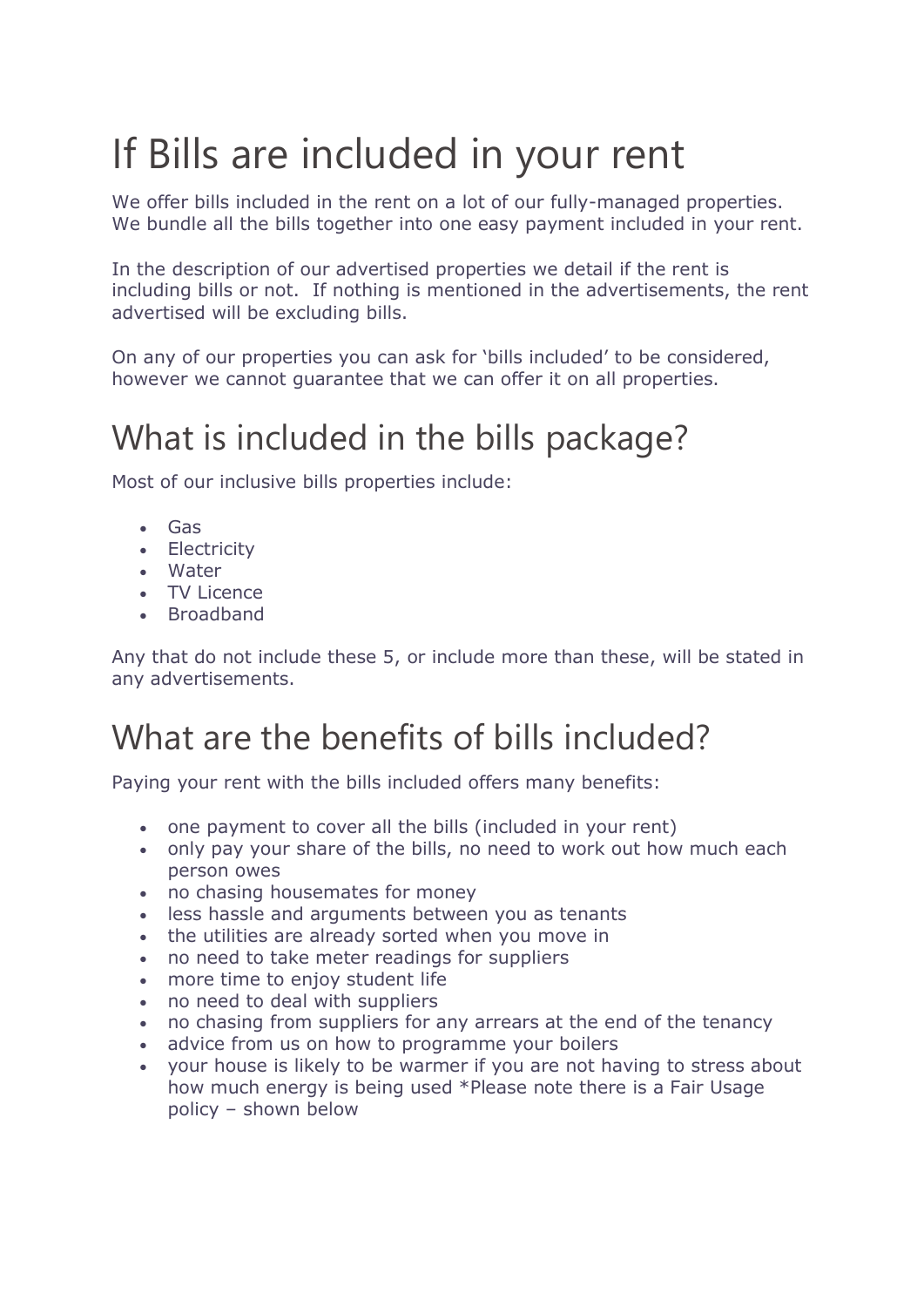# If Bills are included in your rent

We offer bills included in the rent on a lot of our fully-managed properties. We bundle all the bills together into one easy payment included in your rent.

In the description of our advertised properties we detail if the rent is including bills or not. If nothing is mentioned in the advertisements, the rent advertised will be excluding bills.

On any of our properties you can ask for 'bills included' to be considered, however we cannot guarantee that we can offer it on all properties.

## What is included in the bills package?

Most of our inclusive bills properties include:

- Gas
- Electricity
- Water
- TV Licence
- Broadband

Any that do not include these 5, or include more than these, will be stated in any advertisements.

## What are the benefits of bills included?

Paying your rent with the bills included offers many benefits:

- one payment to cover all the bills (included in your rent)
- only pay your share of the bills, no need to work out how much each person owes
- no chasing housemates for money
- less hassle and arguments between you as tenants
- the utilities are already sorted when you move in
- no need to take meter readings for suppliers
- more time to enjoy student life
- no need to deal with suppliers
- no chasing from suppliers for any arrears at the end of the tenancy
- advice from us on how to programme your boilers
- your house is likely to be warmer if you are not having to stress about how much energy is being used *Please note there is a Fair Usage policy – shown below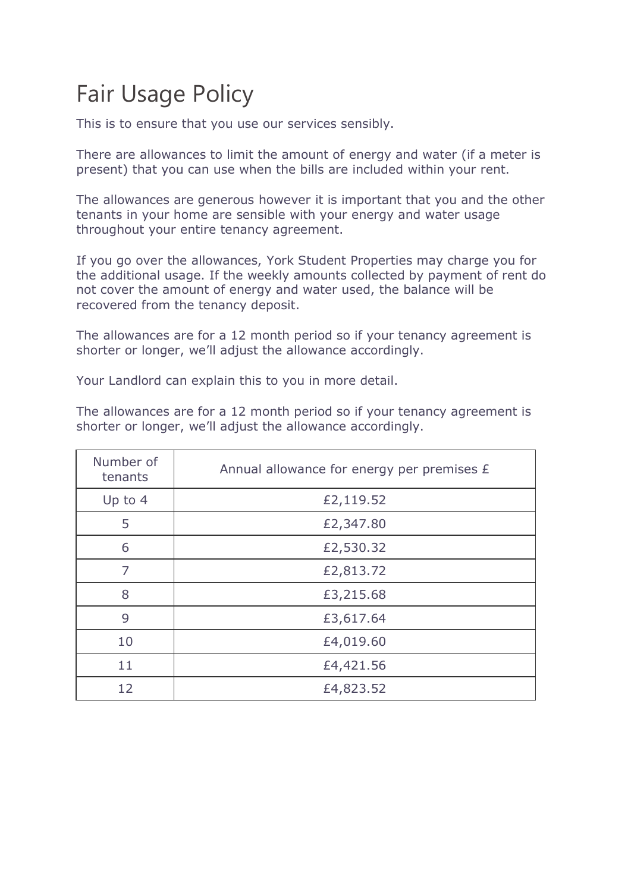# Fair Usage Policy

This is to ensure that you use our services sensibly.

There are allowances to limit the amount of energy and water (if a meter is present) that you can use when the bills are included within your rent.

The allowances are generous however it is important that you and the other tenants in your home are sensible with your energy and water usage throughout your entire tenancy agreement.

If you go over the allowances, York Student Properties may charge you for the additional usage. If the weekly amounts collected by payment of rent do not cover the amount of energy and water used, the balance will be recovered from the tenancy deposit.

The allowances are for a 12 month period so if your tenancy agreement is shorter or longer, we'll adjust the allowance accordingly.

Your Landlord can explain this to you in more detail.

The allowances are for a 12 month period so if your tenancy agreement is shorter or longer, we'll adjust the allowance accordingly.

| Number of tenants | Annual allowance for energy per premises £ |
|---|---|
| Up to 4 | £2,119.52 |
| 5 | £2,347.80 |
| 6 | £2,530.32 |
| 7 | £2,813.72 |
| 8 | £3,215.68 |
| 9 | £3,617.64 |
| 10 | £4,019.60 |
| 11 | £4,421.56 |
| 12 | £4,823.52 |